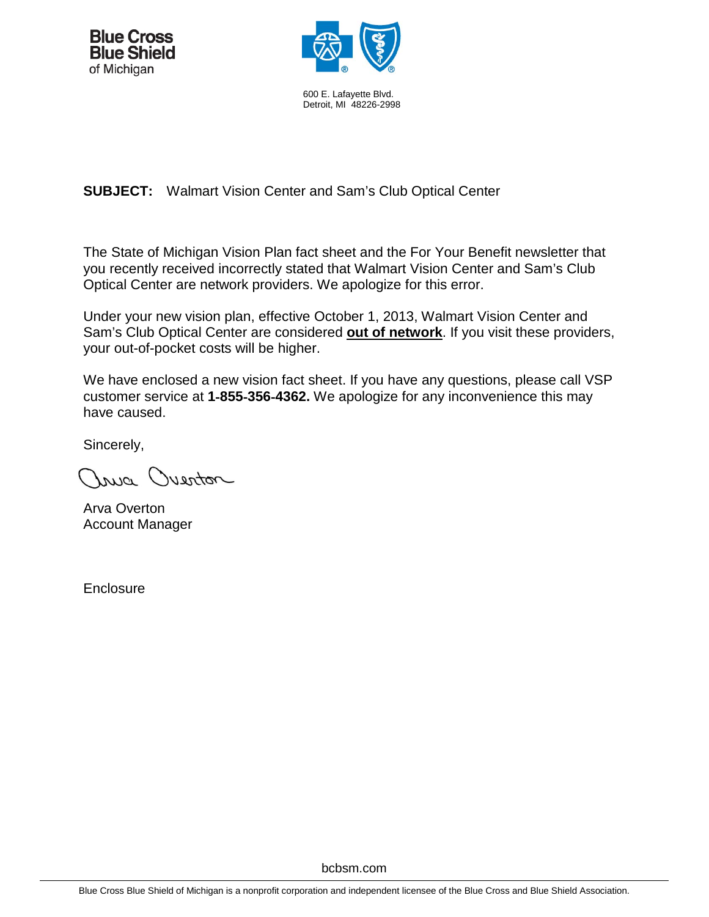**Blue Cross Blue Shield of Michigan**

600 E. Lafayette Blvd.
Detroit, MI 48226-2998

**SUBJECT:** Walmart Vision Center and Sam's Club Optical Center

The State of Michigan Vision Plan fact sheet and the For Your Benefit newsletter that you recently received incorrectly stated that Walmart Vision Center and Sam's Club Optical Center are network providers. We apologize for this error.

Under your new vision plan, effective October 1, 2013, Walmart Vision Center and Sam's Club Optical Center are considered **out of network**. If you visit these providers, your out-of-pocket costs will be higher.

We have enclosed a new vision fact sheet. If you have any questions, please call VSP customer service at **1-855-356-4362.** We apologize for any inconvenience this may have caused.

Sincerely,

Arva Overton

Arva Overton
Account Manager

Enclosure

bcbsm.com

Blue Cross Blue Shield of Michigan is a nonprofit corporation and independent licensee of the Blue Cross and Blue Shield Association.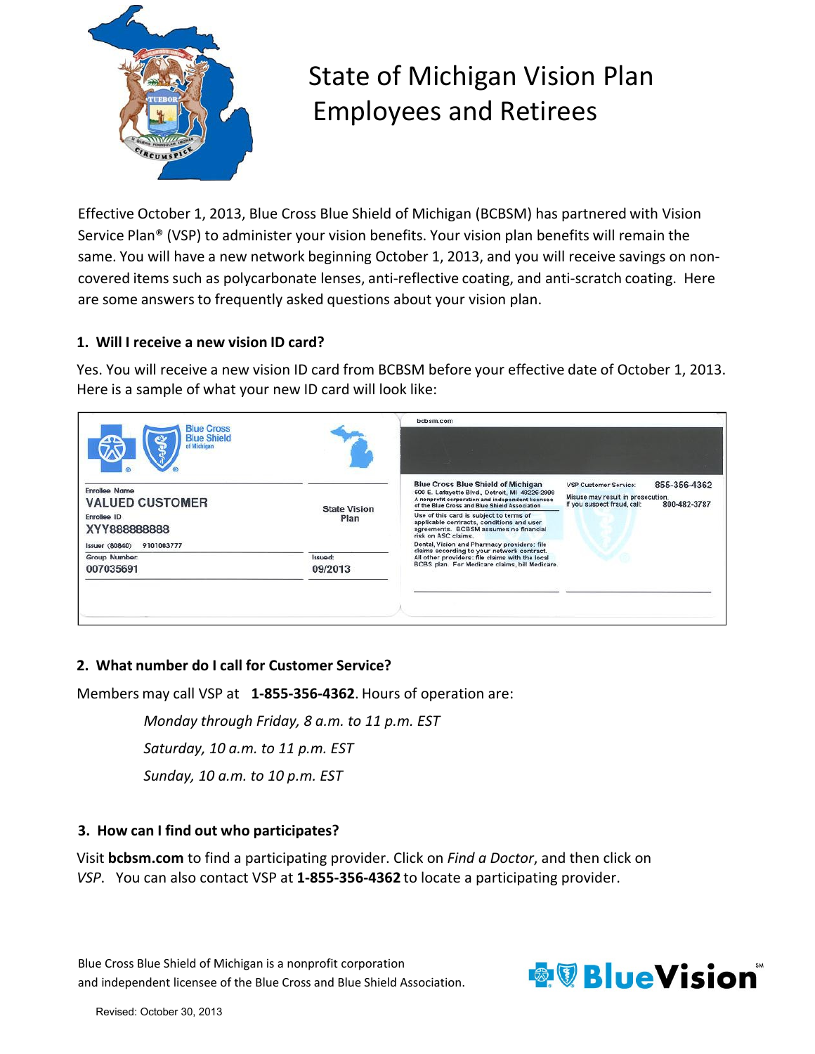# State of Michigan Vision Plan Employees and Retirees

Effective October 1, 2013, Blue Cross Blue Shield of Michigan (BCBSM) has partnered with Vision Service Plan® (VSP) to administer your vision benefits. Your vision plan benefits will remain the same. You will have a new network beginning October 1, 2013, and you will receive savings on non-covered items such as polycarbonate lenses, anti-reflective coating, and anti-scratch coating. Here are some answers to frequently asked questions about your vision plan.

**1. Will I receive a new vision ID card?**

Yes. You will receive a new vision ID card from BCBSM before your effective date of October 1, 2013. Here is a sample of what your new ID card will look like:

Blue Cross Blue Shield of Michigan

Enrollee Name
VALUED CUSTOMER

Enrollee ID
XYY888888888

Issuer (80840) 9101003777

Group Number
007035691

State Vision Plan

Issued:
09/2013

bcbsm.com

**Blue Cross Blue Shield of Michigan**
600 E. Lafayette Blvd., Detroit, MI 48226-2998
A nonprofit corporation and independent licensee of the Blue Cross and Blue Shield Association

Use of this card is subject to terms of applicable contracts, conditions and user agreements. BCBSM assumes no financial risk on ASC claims.

Dental, Vision and Pharmacy providers: file claims according to your network contract. All other providers: file claims with the local BCBS plan. For Medicare claims, bill Medicare.

VSP Customer Service: 855-356-4362

Misuse may result in prosecution.
If you suspect fraud, call: 800-482-3787

**2. What number do I call for Customer Service?**

Members may call VSP at **1-855-356-4362**. Hours of operation are:

*Monday through Friday, 8 a.m. to 11 p.m. EST*

*Saturday, 10 a.m. to 11 p.m. EST*

*Sunday, 10 a.m. to 10 p.m. EST*

**3. How can I find out who participates?**

Visit **bcbsm.com** to find a participating provider. Click on *Find a Doctor*, and then click on *VSP*. You can also contact VSP at **1-855-356-4362** to locate a participating provider.

Blue Cross Blue Shield of Michigan is a nonprofit corporation and independent licensee of the Blue Cross and Blue Shield Association.

BlueVision℠

Revised: October 30, 2013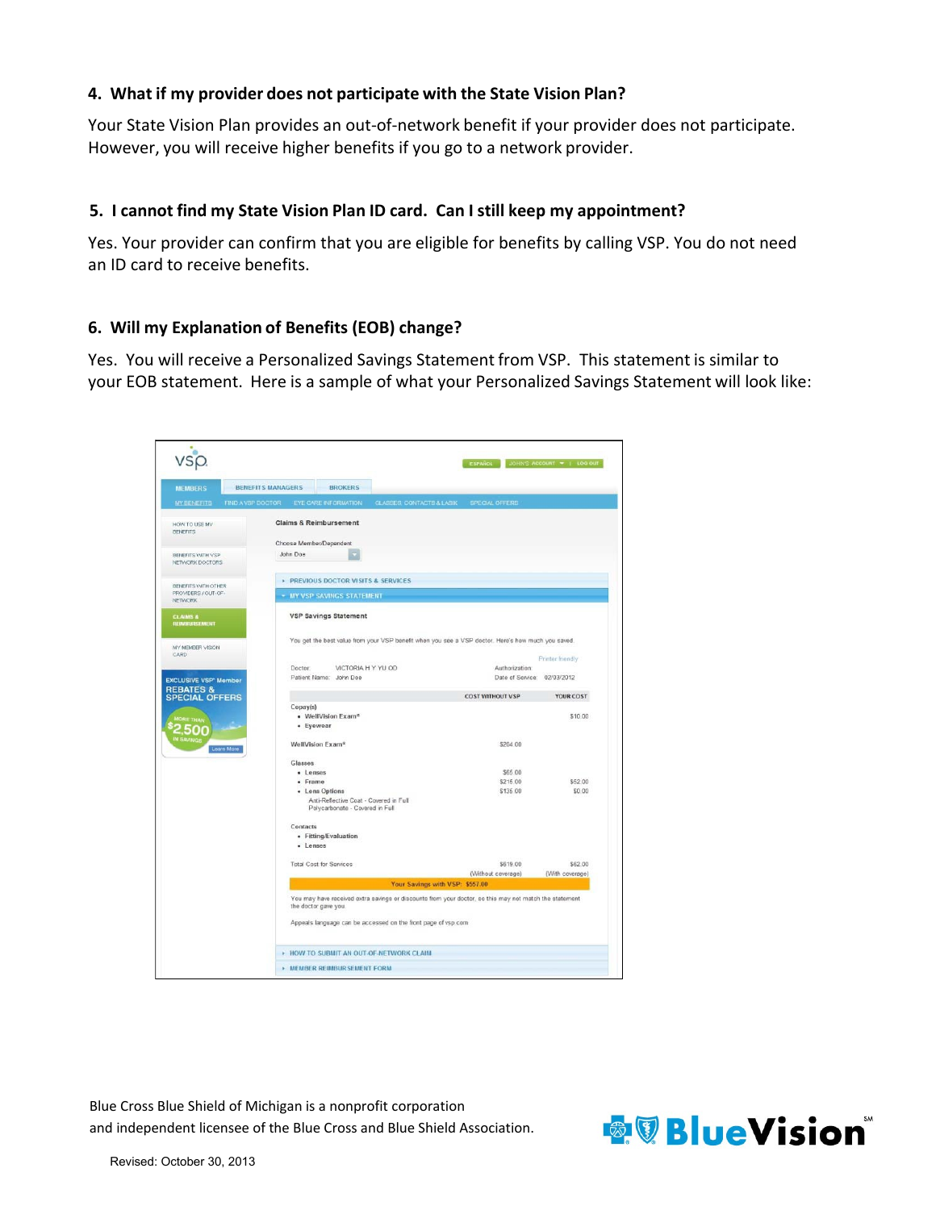### 4. What if my provider does not participate with the State Vision Plan?

Your State Vision Plan provides an out-of-network benefit if your provider does not participate. However, you will receive higher benefits if you go to a network provider.

### 5. I cannot find my State Vision Plan ID card. Can I still keep my appointment?

Yes. Your provider can confirm that you are eligible for benefits by calling VSP. You do not need an ID card to receive benefits.

### 6. Will my Explanation of Benefits (EOB) change?

Yes. You will receive a Personalized Savings Statement from VSP. This statement is similar to your EOB statement. Here is a sample of what your Personalized Savings Statement will look like:

---

vsp

ESPAÑOL | JOHN'S ACCOUNT | LOG OUT

MEMBERS | BENEFITS MANAGERS | BROKERS

MY BENEFITS | FIND A VSP DOCTOR | EYE CARE INFORMATION | GLASSES, CONTACTS & LASIK | SPECIAL OFFERS

- HOW TO USE MY BENEFITS
- BENEFITS WITH VSP NETWORK DOCTORS
- BENEFITS WITH OTHER PROVIDERS / OUT-OF-NETWORK
- CLAIMS & REIMBURSEMENT
- MY MEMBER VISION CARD

EXCLUSIVE VSP® Member REBATES & SPECIAL OFFERS — MORE THAN $2,500 IN SAVINGS — Learn More

**Claims & Reimbursement**

Choose Member/Dependent: John Doe

▸ PREVIOUS DOCTOR VISITS & SERVICES

▾ MY VSP SAVINGS STATEMENT

**VSP Savings Statement**

You get the best value from your VSP benefit when you see a VSP doctor. Here's how much you saved.

Printer friendly

Doctor: VICTORIA H Y YU OD — Authorization:

Patient Name: John Doe — Date of Service: 02/03/2012

| | COST WITHOUT VSP | YOUR COST |
|---|---|---|
| Copay(s) | | |
| • WellVision Exam® | | $10.00 |
| • Eyewear | | |
| WellVision Exam® | $204.00 | |
| Glasses | | |
| • Lenses | $65.00 | |
| • Frame | $215.00 | $52.00 |
| • Lens Options | $135.00 | $0.00 |
| Anti-Reflective Coat - Covered in Full<br>Polycarbonate - Covered in Full | | |
| Contacts | | |
| • Fitting/Evaluation | | |
| • Lenses | | |
| Total Cost for Services | $619.00 (Without coverage) | $62.00 (With coverage) |

Your Savings with VSP: $557.00

You may have received extra savings or discounts from your doctor, so this may not match the statement the doctor gave you.

Appeals language can be accessed on the front page of vsp.com

▸ HOW TO SUBMIT AN OUT-OF-NETWORK CLAIM

▸ MEMBER REIMBURSEMENT FORM

---

Blue Cross Blue Shield of Michigan is a nonprofit corporation and independent licensee of the Blue Cross and Blue Shield Association.

BlueVision℠

Revised: October 30, 2013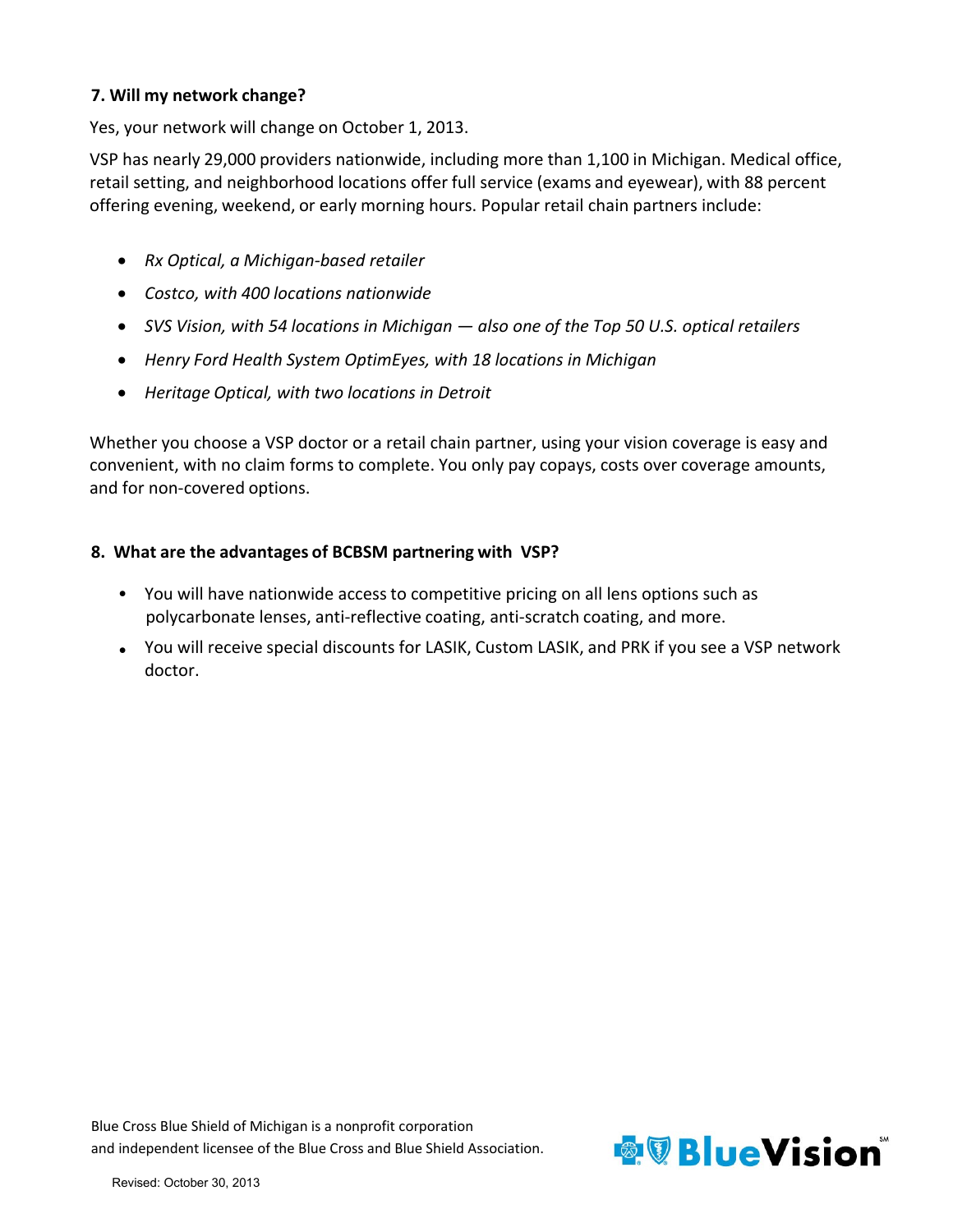### 7. Will my network change?

Yes, your network will change on October 1, 2013.

VSP has nearly 29,000 providers nationwide, including more than 1,100 in Michigan. Medical office, retail setting, and neighborhood locations offer full service (exams and eyewear), with 88 percent offering evening, weekend, or early morning hours. Popular retail chain partners include:

- *Rx Optical, a Michigan-based retailer*
- *Costco, with 400 locations nationwide*
- *SVS Vision, with 54 locations in Michigan — also one of the Top 50 U.S. optical retailers*
- *Henry Ford Health System OptimEyes, with 18 locations in Michigan*
- *Heritage Optical, with two locations in Detroit*

Whether you choose a VSP doctor or a retail chain partner, using your vision coverage is easy and convenient, with no claim forms to complete. You only pay copays, costs over coverage amounts, and for non-covered options.

### 8. What are the advantages of BCBSM partnering with VSP?

- You will have nationwide access to competitive pricing on all lens options such as polycarbonate lenses, anti-reflective coating, anti-scratch coating, and more.
- You will receive special discounts for LASIK, Custom LASIK, and PRK if you see a VSP network doctor.

Blue Cross Blue Shield of Michigan is a nonprofit corporation
and independent licensee of the Blue Cross and Blue Shield Association.

BlueVision℠

Revised: October 30, 2013